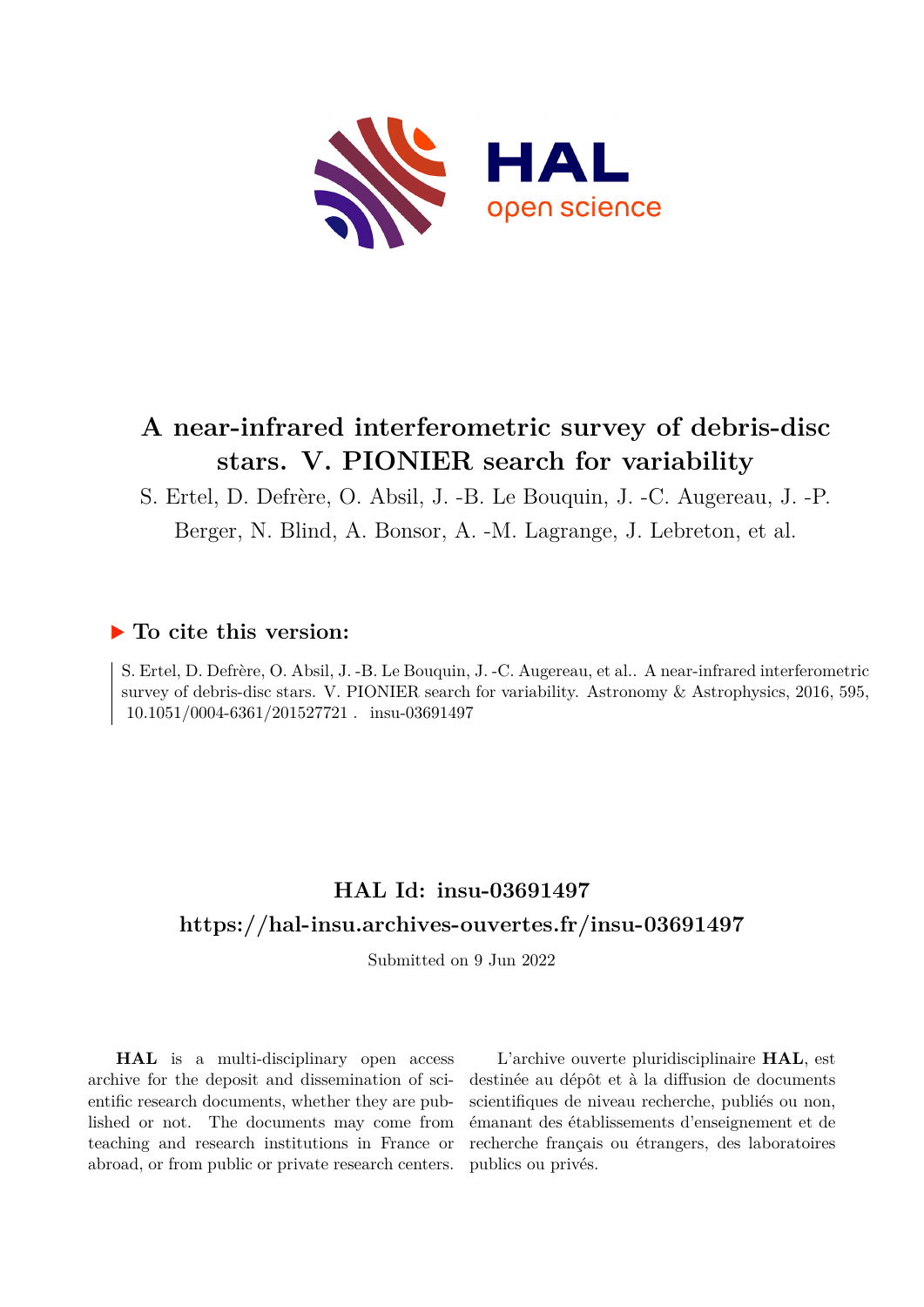# A near-infrared interferometric survey of debris-disc stars. V. PIONIER search for variability

S. Ertel, D. Defrère, O. Absil, J. -B. Le Bouquin, J. -C. Augereau, J. -P. Berger, N. Blind, A. Bonsor, A. -M. Lagrange, J. Lebreton, et al.

## ▶ To cite this version:

S. Ertel, D. Defrère, O. Absil, J. -B. Le Bouquin, J. -C. Augereau, et al.. A near-infrared interferometric survey of debris-disc stars. V. PIONIER search for variability. Astronomy & Astrophysics, 2016, 595, 10.1051/0004-6361/201527721 . insu-03691497

## HAL Id: insu-03691497

## https://hal-insu.archives-ouvertes.fr/insu-03691497

Submitted on 9 Jun 2022

**HAL** is a multi-disciplinary open access archive for the deposit and dissemination of scientific research documents, whether they are published or not. The documents may come from teaching and research institutions in France or abroad, or from public or private research centers.

L'archive ouverte pluridisciplinaire **HAL**, est destinée au dépôt et à la diffusion de documents scientifiques de niveau recherche, publiés ou non, émanant des établissements d'enseignement et de recherche français ou étrangers, des laboratoires publics ou privés.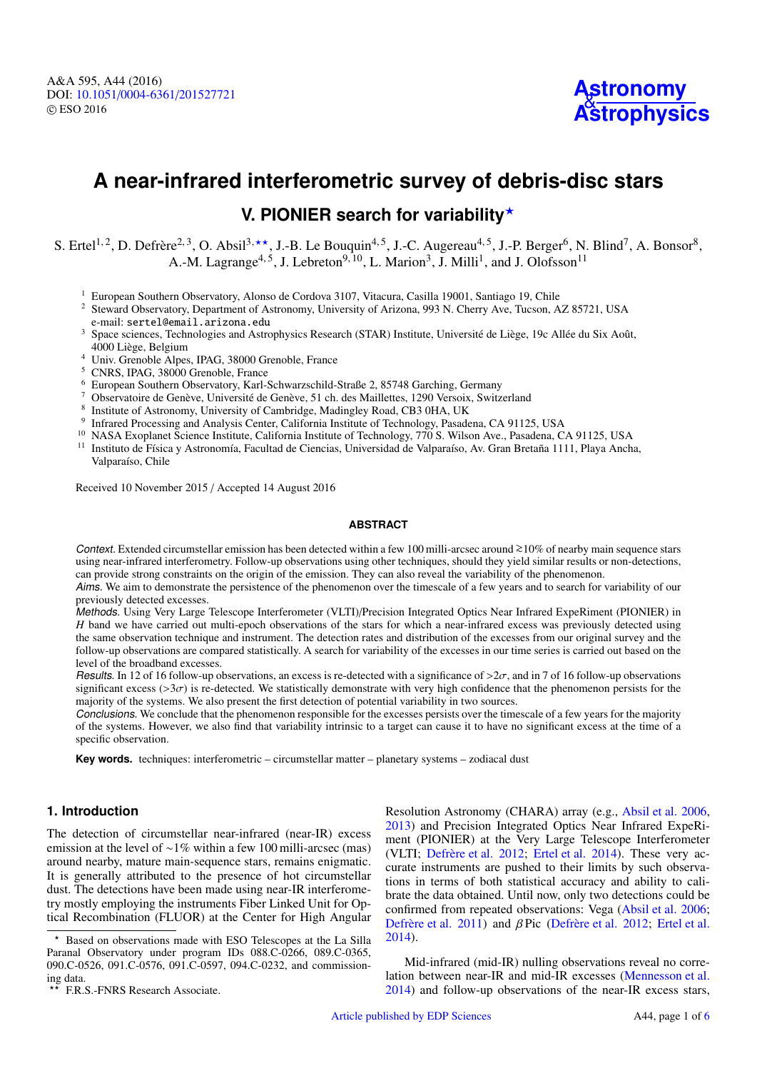A&A 595, A44 (2016)
DOI: 10.1051/0004-6361/201527721
© ESO 2016

# A near-infrared interferometric survey of debris-disc stars

## V. PIONIER search for variability*

S. Ertel[1,2], D. Defrère[2,3], O. Absil[3,**], J.-B. Le Bouquin[4,5], J.-C. Augereau[4,5], J.-P. Berger[6], N. Blind[7], A. Bonsor[8], A.-M. Lagrange[4,5], J. Lebreton[9,10], L. Marion[3], J. Milli[1], and J. Olofsson[11]

[1] European Southern Observatory, Alonso de Cordova 3107, Vitacura, Casilla 19001, Santiago 19, Chile
[2] Steward Observatory, Department of Astronomy, University of Arizona, 993 N. Cherry Ave, Tucson, AZ 85721, USA
e-mail: sertel@email.arizona.edu
[3] Space sciences, Technologies and Astrophysics Research (STAR) Institute, Université de Liège, 19c Allée du Six Août, 4000 Liège, Belgium
[4] Univ. Grenoble Alpes, IPAG, 38000 Grenoble, France
[5] CNRS, IPAG, 38000 Grenoble, France
[6] European Southern Observatory, Karl-Schwarzschild-Straße 2, 85748 Garching, Germany
[7] Observatoire de Genève, Université de Genève, 51 ch. des Maillettes, 1290 Versoix, Switzerland
[8] Institute of Astronomy, University of Cambridge, Madingley Road, CB3 0HA, UK
[9] Infrared Processing and Analysis Center, California Institute of Technology, Pasadena, CA 91125, USA
[10] NASA Exoplanet Science Institute, California Institute of Technology, 770 S. Wilson Ave., Pasadena, CA 91125, USA
[11] Instituto de Física y Astronomía, Facultad de Ciencias, Universidad de Valparaíso, Av. Gran Bretaña 1111, Playa Ancha, Valparaíso, Chile

Received 10 November 2015 / Accepted 14 August 2016

### ABSTRACT

*Context.* Extended circumstellar emission has been detected within a few 100 milli-arcsec around $\gtrsim$10% of nearby main sequence stars using near-infrared interferometry. Follow-up observations using other techniques, should they yield similar results or non-detections, can provide strong constraints on the origin of the emission. They can also reveal the variability of the phenomenon.

*Aims.* We aim to demonstrate the persistence of the phenomenon over the timescale of a few years and to search for variability of our previously detected excesses.

*Methods.* Using Very Large Telescope Interferometer (VLTI)/Precision Integrated Optics Near Infrared ExpeRiment (PIONIER) in *H* band we have carried out multi-epoch observations of the stars for which a near-infrared excess was previously detected using the same observation technique and instrument. The detection rates and distribution of the excesses from our original survey and the follow-up observations are compared statistically. A search for variability of the excesses in our time series is carried out based on the level of the broadband excesses.

*Results.* In 12 of 16 follow-up observations, an excess is re-detected with a significance of $>2\sigma$, and in 7 of 16 follow-up observations significant excess ($>3\sigma$) is re-detected. We statistically demonstrate with very high confidence that the phenomenon persists for the majority of the systems. We also present the first detection of potential variability in two sources.

*Conclusions.* We conclude that the phenomenon responsible for the excesses persists over the timescale of a few years for the majority of the systems. However, we also find that variability intrinsic to a target can cause it to have no significant excess at the time of a specific observation.

**Key words.** techniques: interferometric – circumstellar matter – planetary systems – zodiacal dust

## 1. Introduction

The detection of circumstellar near-infrared (near-IR) excess emission at the level of ∼1% within a few 100 milli-arcsec (mas) around nearby, mature main-sequence stars, remains enigmatic. It is generally attributed to the presence of hot circumstellar dust. The detections have been made using near-IR interferometry mostly employing the instruments Fiber Linked Unit for Optical Recombination (FLUOR) at the Center for High Angular Resolution Astronomy (CHARA) array (e.g., Absil et al. 2006, 2013) and Precision Integrated Optics Near Infrared ExpeRiment (PIONIER) at the Very Large Telescope Interferometer (VLTI; Defrère et al. 2012; Ertel et al. 2014). These very accurate instruments are pushed to their limits by such observations in terms of both statistical accuracy and ability to calibrate the data obtained. Until now, only two detections could be confirmed from repeated observations: Vega (Absil et al. 2006; Defrère et al. 2011) and $\beta$ Pic (Defrère et al. 2012; Ertel et al. 2014).

Mid-infrared (mid-IR) nulling observations reveal no correlation between near-IR and mid-IR excesses (Mennesson et al. 2014) and follow-up observations of the near-IR excess stars,

---

* Based on observations made with ESO Telescopes at the La Silla Paranal Observatory under program IDs 088.C-0266, 089.C-0365, 090.C-0526, 091.C-0576, 091.C-0597, 094.C-0232, and commissioning data.

** F.R.S.-FNRS Research Associate.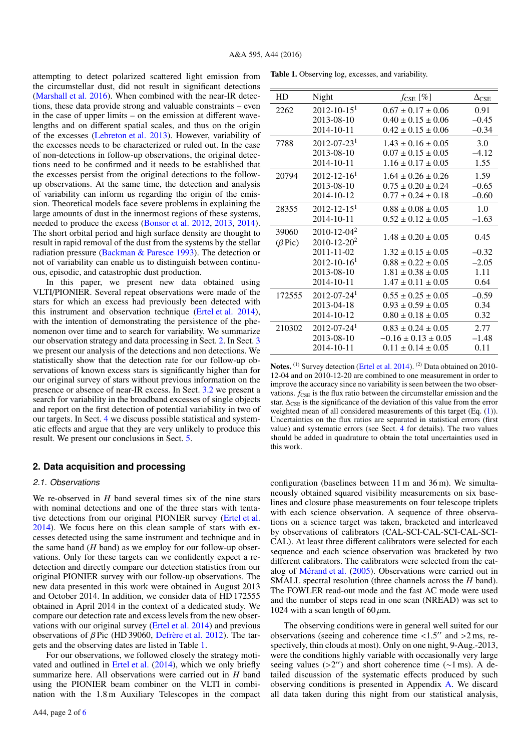attempting to detect polarized scattered light emission from the circumstellar dust, did not result in significant detections (Marshall et al. 2016). When combined with the near-IR detections, these data provide strong and valuable constraints – even in the case of upper limits – on the emission at different wavelengths and on different spatial scales, and thus on the origin of the excesses (Lebreton et al. 2013). However, variability of the excesses needs to be characterized or ruled out. In the case of non-detections in follow-up observations, the original detections need to be confirmed and it needs to be established that the excesses persist from the original detections to the follow-up observations. At the same time, the detection and analysis of variability can inform us regarding the origin of the emission. Theoretical models face severe problems in explaining the large amounts of dust in the innermost regions of these systems, needed to produce the excess (Bonsor et al. 2012, 2013, 2014). The short orbital period and high surface density are thought to result in rapid removal of the dust from the systems by the stellar radiation pressure (Backman & Paresce 1993). The detection or not of variability can enable us to distinguish between continuous, episodic, and catastrophic dust production.

In this paper, we present new data obtained using VLTI/PIONIER. Several repeat observations were made of the stars for which an excess had previously been detected with this instrument and observation technique (Ertel et al. 2014), with the intention of demonstrating the persistence of the phenomenon over time and to search for variability. We summarize our observation strategy and data processing in Sect. 2. In Sect. 3 we present our analysis of the detections and non detections. We statistically show that the detection rate for our follow-up observations of known excess stars is significantly higher than for our original survey of stars without previous information on the presence or absence of near-IR excess. In Sect. 3.2 we present a search for variability in the broadband excesses of single objects and report on the first detection of potential variability in two of our targets. In Sect. 4 we discuss possible statistical and systematic effects and argue that they are very unlikely to produce this result. We present our conclusions in Sect. 5.

**Table 1.** Observing log, excesses, and variability.

| HD | Night | $f_{\rm CSE}$ [%] | $\Delta_{\rm CSE}$ |
|---|---|---|---|
| 2262 | 2012-10-15[1] | $0.67 \pm 0.17 \pm 0.06$ | 0.91 |
| | 2013-08-10 | $0.40 \pm 0.15 \pm 0.06$ | –0.45 |
| | 2014-10-11 | $0.42 \pm 0.15 \pm 0.06$ | –0.34 |
| 7788 | 2012-07-23[1] | $1.43 \pm 0.16 \pm 0.05$ | 3.0 |
| | 2013-08-10 | $0.07 \pm 0.15 \pm 0.05$ | –4.12 |
| | 2014-10-11 | $1.16 \pm 0.17 \pm 0.05$ | 1.55 |
| 20794 | 2012-12-16[1] | $1.64 \pm 0.26 \pm 0.26$ | 1.59 |
| | 2013-08-10 | $0.75 \pm 0.20 \pm 0.24$ | –0.65 |
| | 2014-10-12 | $0.77 \pm 0.24 \pm 0.18$ | –0.60 |
| 28355 | 2012-12-15[1] | $0.88 \pm 0.08 \pm 0.05$ | 1.0 |
| | 2014-10-11 | $0.52 \pm 0.12 \pm 0.05$ | –1.63 |
| 39060 ($\beta$ Pic) | 2010-12-04[2] 2010-12-20[2] | $1.48 \pm 0.20 \pm 0.05$ | 0.45 |
| | 2011-11-02 | $1.32 \pm 0.15 \pm 0.05$ | –0.32 |
| | 2012-10-16[1] | $0.88 \pm 0.22 \pm 0.05$ | –2.05 |
| | 2013-08-10 | $1.81 \pm 0.38 \pm 0.05$ | 1.11 |
| | 2014-10-11 | $1.47 \pm 0.11 \pm 0.05$ | 0.64 |
| 172555 | 2012-07-24[1] | $0.55 \pm 0.25 \pm 0.05$ | –0.59 |
| | 2013-04-18 | $0.93 \pm 0.59 \pm 0.05$ | 0.34 |
| | 2014-10-12 | $0.80 \pm 0.18 \pm 0.05$ | 0.32 |
| 210302 | 2012-07-24[1] | $0.83 \pm 0.24 \pm 0.05$ | 2.77 |
| | 2013-08-10 | $-0.16 \pm 0.13 \pm 0.05$ | –1.48 |
| | 2014-10-11 | $0.11 \pm 0.14 \pm 0.05$ | 0.11 |

**Notes.** [1] Survey detection (Ertel et al. 2014). [2] Data obtained on 2010-12-04 and on 2010-12-20 are combined to one measurement in order to improve the accuracy since no variability is seen between the two observations. $f_{\rm CSE}$ is the flux ratio between the circumstellar emission and the star. $\Delta_{\rm CSE}$ is the significance of the deviation of this value from the error weighted mean of all considered measurements of this target (Eq. (1)). Uncertainties on the flux ratios are separated in statistical errors (first value) and systematic errors (see Sect. 4 for details). The two values should be added in quadrature to obtain the total uncertainties used in this work.

## 2. Data acquisition and processing

### 2.1. Observations

We re-observed in $H$ band several times six of the nine stars with nominal detections and one of the three stars with tentative detections from our original PIONIER survey (Ertel et al. 2014). We focus here on this clean sample of stars with excesses detected using the same instrument and technique and in the same band ($H$ band) as we employ for our follow-up observations. Only for these targets can we confidently expect a redetection and directly compare our detection statistics from our original PIONIER survey with our follow-up observations. The new data presented in this work were obtained in August 2013 and October 2014. In addition, we consider data of HD 172555 obtained in April 2014 in the context of a dedicated study. We compare our detection rate and excess levels from the new observations with our original survey (Ertel et al. 2014) and previous observations of $\beta$ Pic (HD 39060, Defrère et al. 2012). The targets and the observing dates are listed in Table 1.

For our observations, we followed closely the strategy motivated and outlined in Ertel et al. (2014), which we only briefly summarize here. All observations were carried out in $H$ band using the PIONIER beam combiner on the VLTI in combination with the 1.8 m Auxiliary Telescopes in the compact configuration (baselines between 11 m and 36 m). We simultaneously obtained squared visibility measurements on six baselines and closure phase measurements on four telescope triplets with each science observation. A sequence of three observations on a science target was taken, bracketed and interleaved by observations of calibrators (CAL-SCI-CAL-SCI-CAL-SCI-CAL). At least three different calibrators were selected for each sequence and each science observation was bracketed by two different calibrators. The calibrators were selected from the catalog of Mérand et al. (2005). Observations were carried out in SMALL spectral resolution (three channels across the $H$ band). The FOWLER read-out mode and the fast AC mode were used and the number of steps read in one scan (NREAD) was set to 1024 with a scan length of 60 $\mu$m.

The observing conditions were in general well suited for our observations (seeing and coherence time <1.5″ and >2 ms, respectively, thin clouds at most). Only on one night, 9-Aug.-2013, were the conditions highly variable with occasionally very large seeing values (>2″) and short coherence time (~1 ms). A detailed discussion of the systematic effects produced by such observing conditions is presented in Appendix A. We discard all data taken during this night from our statistical analysis,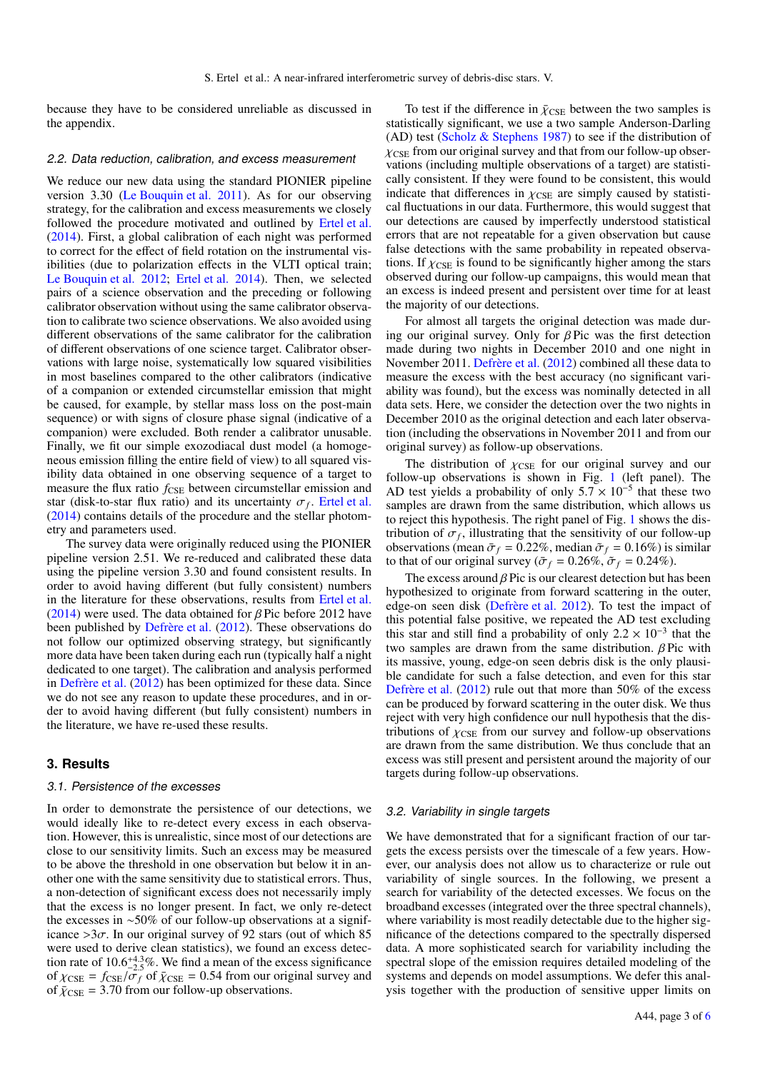because they have to be considered unreliable as discussed in the appendix.

### 2.2. Data reduction, calibration, and excess measurement

We reduce our new data using the standard PIONIER pipeline version 3.30 (Le Bouquin et al. 2011). As for our observing strategy, for the calibration and excess measurements we closely followed the procedure motivated and outlined by Ertel et al. (2014). First, a global calibration of each night was performed to correct for the effect of field rotation on the instrumental visibilities (due to polarization effects in the VLTI optical train; Le Bouquin et al. 2012; Ertel et al. 2014). Then, we selected pairs of a science observation and the preceding or following calibrator observation without using the same calibrator observation to calibrate two science observations. We also avoided using different observations of the same calibrator for the calibration of different observations of one science target. Calibrator observations with large noise, systematically low squared visibilities in most baselines compared to the other calibrators (indicative of a companion or extended circumstellar emission that might be caused, for example, by stellar mass loss on the post-main sequence) or with signs of closure phase signal (indicative of a companion) were excluded. Both render a calibrator unusable. Finally, we fit our simple exozodiacal dust model (a homogeneous emission filling the entire field of view) to all squared visibility data obtained in one observing sequence of a target to measure the flux ratio $f_{\rm CSE}$ between circumstellar emission and star (disk-to-star flux ratio) and its uncertainty $\sigma_f$. Ertel et al. (2014) contains details of the procedure and the stellar photometry and parameters used.

The survey data were originally reduced using the PIONIER pipeline version 2.51. We re-reduced and calibrated these data using the pipeline version 3.30 and found consistent results. In order to avoid having different (but fully consistent) numbers in the literature for these observations, results from Ertel et al. (2014) were used. The data obtained for $\beta$ Pic before 2012 have been published by Defrère et al. (2012). These observations do not follow our optimized observing strategy, but significantly more data have been taken during each run (typically half a night dedicated to one target). The calibration and analysis performed in Defrère et al. (2012) has been optimized for these data. Since we do not see any reason to update these procedures, and in order to avoid having different (but fully consistent) numbers in the literature, we have re-used these results.

## 3. Results

### 3.1. Persistence of the excesses

In order to demonstrate the persistence of our detections, we would ideally like to re-detect every excess in each observation. However, this is unrealistic, since most of our detections are close to our sensitivity limits. Such an excess may be measured to be above the threshold in one observation but below it in another one with the same sensitivity due to statistical errors. Thus, a non-detection of significant excess does not necessarily imply that the excess is no longer present. In fact, we only re-detect the excesses in ~50% of our follow-up observations at a significance $>3\sigma$. In our original survey of 92 stars (out of which 85 were used to derive clean statistics), we found an excess detection rate of $10.6^{+4.3}_{-2.5}$%. We find a mean of the excess significance of $\chi_{\rm CSE} = f_{\rm CSE}/\sigma_f$ of $\bar{\chi}_{\rm CSE} = 0.54$ from our original survey and of $\bar{\chi}_{\rm CSE} = 3.70$ from our follow-up observations.

To test if the difference in $\bar{\chi}_{\rm CSE}$ between the two samples is statistically significant, we use a two sample Anderson-Darling (AD) test (Scholz & Stephens 1987) to see if the distribution of $\chi_{\rm CSE}$ from our original survey and that from our follow-up observations (including multiple observations of a target) are statistically consistent. If they were found to be consistent, this would indicate that differences in $\chi_{\rm CSE}$ are simply caused by statistical fluctuations in our data. Furthermore, this would suggest that our detections are caused by imperfectly understood statistical errors that are not repeatable for a given observation but cause false detections with the same probability in repeated observations. If $\chi_{\rm CSE}$ is found to be significantly higher among the stars observed during our follow-up campaigns, this would mean that an excess is indeed present and persistent over time for at least the majority of our detections.

For almost all targets the original detection was made during our original survey. Only for $\beta$ Pic was the first detection made during two nights in December 2010 and one night in November 2011. Defrère et al. (2012) combined all these data to measure the excess with the best accuracy (no significant variability was found), but the excess was nominally detected in all data sets. Here, we consider the detection over the two nights in December 2010 as the original detection and each later observation (including the observations in November 2011 and from our original survey) as follow-up observations.

The distribution of $\chi_{\rm CSE}$ for our original survey and our follow-up observations is shown in Fig. 1 (left panel). The AD test yields a probability of only $5.7 \times 10^{-5}$ that these two samples are drawn from the same distribution, which allows us to reject this hypothesis. The right panel of Fig. 1 shows the distribution of $\sigma_f$, illustrating that the sensitivity of our follow-up observations (mean $\bar{\sigma}_f = 0.22\%$, median $\tilde{\sigma}_f = 0.16\%$) is similar to that of our original survey ($\bar{\sigma}_f = 0.26\%$, $\tilde{\sigma}_f = 0.24\%$).

The excess around $\beta$ Pic is our clearest detection but has been hypothesized to originate from forward scattering in the outer, edge-on seen disk (Defrère et al. 2012). To test the impact of this potential false positive, we repeated the AD test excluding this star and still find a probability of only $2.2 \times 10^{-3}$ that the two samples are drawn from the same distribution. $\beta$ Pic with its massive, young, edge-on seen debris disk is the only plausible candidate for such a false detection, and even for this star Defrère et al. (2012) rule out that more than 50% of the excess can be produced by forward scattering in the outer disk. We thus reject with very high confidence our null hypothesis that the distributions of $\chi_{\rm CSE}$ from our survey and follow-up observations are drawn from the same distribution. We thus conclude that an excess was still present and persistent around the majority of our targets during follow-up observations.

### 3.2. Variability in single targets

We have demonstrated that for a significant fraction of our targets the excess persists over the timescale of a few years. However, our analysis does not allow us to characterize or rule out variability of single sources. In the following, we present a search for variability of the detected excesses. We focus on the broadband excesses (integrated over the three spectral channels), where variability is most readily detectable due to the higher significance of the detections compared to the spectrally dispersed data. A more sophisticated search for variability including the spectral slope of the emission requires detailed modeling of the systems and depends on model assumptions. We defer this analysis together with the production of sensitive upper limits on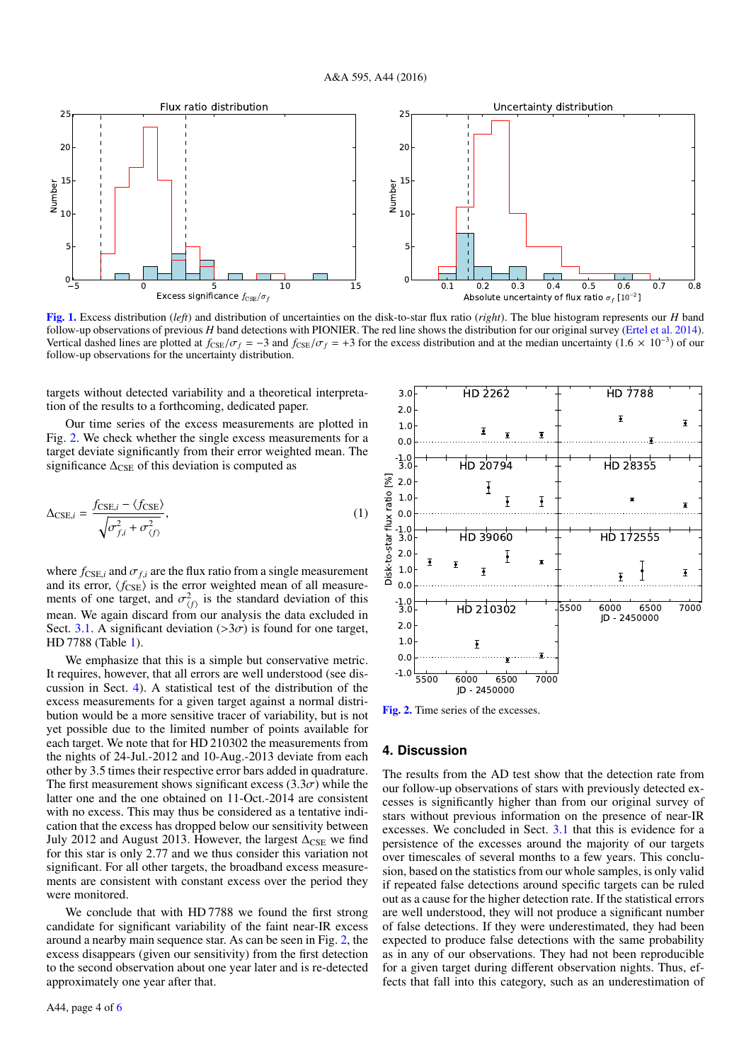Fig. 1. Excess distribution (*left*) and distribution of uncertainties on the disk-to-star flux ratio (*right*). The blue histogram represents our $H$ band follow-up observations of previous $H$ band detections with PIONIER. The red line shows the distribution for our original survey (Ertel et al. 2014). Vertical dashed lines are plotted at $f_{\rm CSE}/\sigma_f = -3$ and $f_{\rm CSE}/\sigma_f = +3$ for the excess distribution and at the median uncertainty ($1.6 \times 10^{-3}$) of our follow-up observations for the uncertainty distribution.

targets without detected variability and a theoretical interpretation of the results to a forthcoming, dedicated paper.

Our time series of the excess measurements are plotted in Fig. 2. We check whether the single excess measurements for a target deviate significantly from their error weighted mean. The significance $\Delta_{\rm CSE}$ of this deviation is computed as

$$\Delta_{{\rm CSE},i} = \frac{f_{{\rm CSE},i} - \langle f_{\rm CSE} \rangle}{\sqrt{\sigma_{f,i}^2 + \sigma_{\langle f \rangle}^2}}, \tag{1}$$

where $f_{{\rm CSE},i}$ and $\sigma_{f,i}$ are the flux ratio from a single measurement and its error, $\langle f_{\rm CSE} \rangle$ is the error weighted mean of all measurements of one target, and $\sigma_{\langle f \rangle}^2$ is the standard deviation of this mean. We again discard from our analysis the data excluded in Sect. 3.1. A significant deviation ($>3\sigma$) is found for one target, HD 7788 (Table 1).

We emphasize that this is a simple but conservative metric. It requires, however, that all errors are well understood (see discussion in Sect. 4). A statistical test of the distribution of the excess measurements for a given target against a normal distribution would be a more sensitive tracer of variability, but is not yet possible due to the limited number of points available for each target. We note that for HD 210302 the measurements from the nights of 24-Jul.-2012 and 10-Aug.-2013 deviate from each other by 3.5 times their respective error bars added in quadrature. The first measurement shows significant excess ($3.3\sigma$) while the latter one and the one obtained on 11-Oct.-2014 are consistent with no excess. This may thus be considered as a tentative indication that the excess has dropped below our sensitivity between July 2012 and August 2013. However, the largest $\Delta_{\rm CSE}$ we find for this star is only 2.77 and we thus consider this variation not significant. For all other targets, the broadband excess measurements are consistent with constant excess over the period they were monitored.

We conclude that with HD 7788 we found the first strong candidate for significant variability of the faint near-IR excess around a nearby main sequence star. As can be seen in Fig. 2, the excess disappears (given our sensitivity) from the first detection to the second observation about one year later and is re-detected approximately one year after that.

Fig. 2. Time series of the excesses.

## 4. Discussion

The results from the AD test show that the detection rate from our follow-up observations of stars with previously detected excesses is significantly higher than from our original survey of stars without previous information on the presence of near-IR excesses. We concluded in Sect. 3.1 that this is evidence for a persistence of the excesses around the majority of our targets over timescales of several months to a few years. This conclusion, based on the statistics from our whole samples, is only valid if repeated false detections around specific targets can be ruled out as a cause for the higher detection rate. If the statistical errors are well understood, they will not produce a significant number of false detections. If they were underestimated, they had been expected to produce false detections with the same probability as in any of our observations. They had not been reproducible for a given target during different observation nights. Thus, effects that fall into this category, such as an underestimation of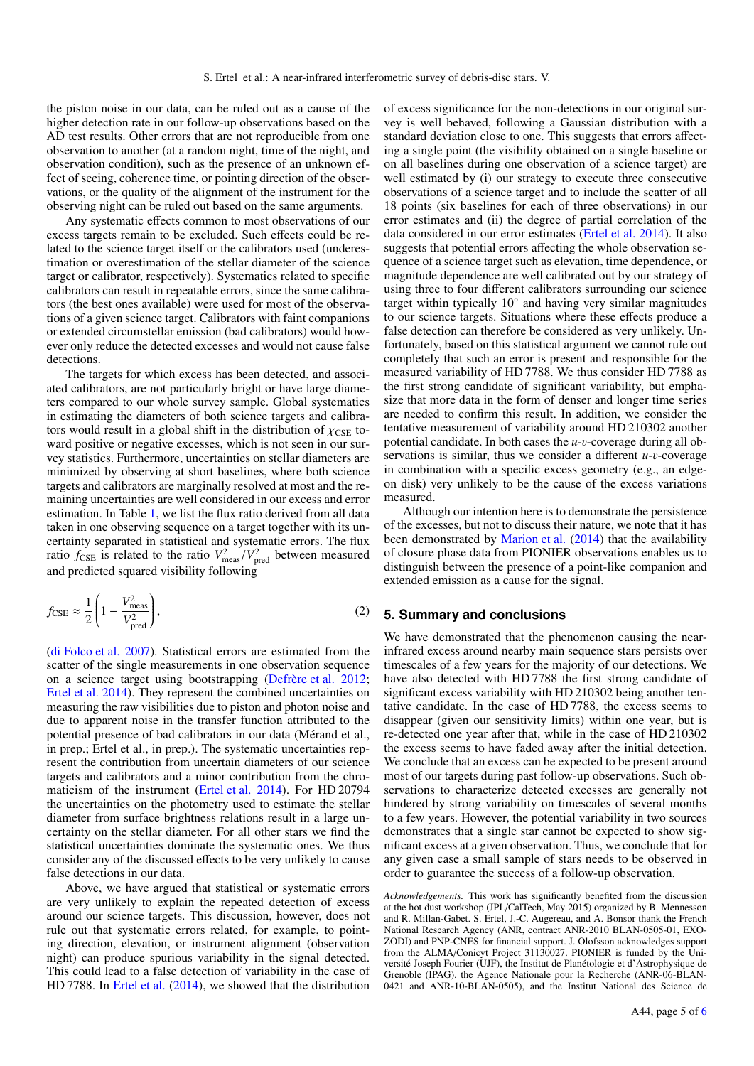the piston noise in our data, can be ruled out as a cause of the higher detection rate in our follow-up observations based on the AD test results. Other errors that are not reproducible from one observation to another (at a random night, time of the night, and observation condition), such as the presence of an unknown effect of seeing, coherence time, or pointing direction of the observations, or the quality of the alignment of the instrument for the observing night can be ruled out based on the same arguments.

Any systematic effects common to most observations of our excess targets remain to be excluded. Such effects could be related to the science target itself or the calibrators used (underestimation or overestimation of the stellar diameter of the science target or calibrator, respectively). Systematics related to specific calibrators can result in repeatable errors, since the same calibrators (the best ones available) were used for most of the observations of a given science target. Calibrators with faint companions or extended circumstellar emission (bad calibrators) would however only reduce the detected excesses and would not cause false detections.

The targets for which excess has been detected, and associated calibrators, are not particularly bright or have large diameters compared to our whole survey sample. Global systematics in estimating the diameters of both science targets and calibrators would result in a global shift in the distribution of $\chi_{\mathrm{CSE}}$ toward positive or negative excesses, which is not seen in our survey statistics. Furthermore, uncertainties on stellar diameters are minimized by observing at short baselines, where both science targets and calibrators are marginally resolved at most and the remaining uncertainties are well considered in our excess and error estimation. In Table 1, we list the flux ratio derived from all data taken in one observing sequence on a target together with its uncertainty separated in statistical and systematic errors. The flux ratio $f_{\mathrm{CSE}}$ is related to the ratio $V^2_{\mathrm{meas}}/V^2_{\mathrm{pred}}$ between measured and predicted squared visibility following

$$f_{\mathrm{CSE}} \approx \frac{1}{2}\left(1 - \frac{V^2_{\mathrm{meas}}}{V^2_{\mathrm{pred}}}\right), \tag{2}$$

(di Folco et al. 2007). Statistical errors are estimated from the scatter of the single measurements in one observation sequence on a science target using bootstrapping (Defrère et al. 2012; Ertel et al. 2014). They represent the combined uncertainties on measuring the raw visibilities due to piston and photon noise and due to apparent noise in the transfer function attributed to the potential presence of bad calibrators in our data (Mérand et al., in prep.; Ertel et al., in prep.). The systematic uncertainties represent the contribution from uncertain diameters of our science targets and calibrators and a minor contribution from the chromaticism of the instrument (Ertel et al. 2014). For HD 20794 the uncertainties on the photometry used to estimate the stellar diameter from surface brightness relations result in a large uncertainty on the stellar diameter. For all other stars we find the statistical uncertainties dominate the systematic ones. We thus consider any of the discussed effects to be very unlikely to cause false detections in our data.

Above, we have argued that statistical or systematic errors are very unlikely to explain the repeated detection of excess around our science targets. This discussion, however, does not rule out that systematic errors related, for example, to pointing direction, elevation, or instrument alignment (observation night) can produce spurious variability in the signal detected. This could lead to a false detection of variability in the case of HD 7788. In Ertel et al. (2014), we showed that the distribution of excess significance for the non-detections in our original survey is well behaved, following a Gaussian distribution with a standard deviation close to one. This suggests that errors affecting a single point (the visibility obtained on a single baseline or on all baselines during one observation of a science target) are well estimated by (i) our strategy to execute three consecutive observations of a science target and to include the scatter of all 18 points (six baselines for each of three observations) in our error estimates and (ii) the degree of partial correlation of the data considered in our error estimates (Ertel et al. 2014). It also suggests that potential errors affecting the whole observation sequence of a science target such as elevation, time dependence, or magnitude dependence are well calibrated out by our strategy of using three to four different calibrators surrounding our science target within typically 10° and having very similar magnitudes to our science targets. Situations where these effects produce a false detection can therefore be considered as very unlikely. Unfortunately, based on this statistical argument we cannot rule out completely that such an error is present and responsible for the measured variability of HD 7788. We thus consider HD 7788 as the first strong candidate of significant variability, but emphasize that more data in the form of denser and longer time series are needed to confirm this result. In addition, we consider the tentative measurement of variability around HD 210302 another potential candidate. In both cases the $u$-$v$-coverage during all observations is similar, thus we consider a different $u$-$v$-coverage in combination with a specific excess geometry (e.g., an edge-on disk) very unlikely to be the cause of the excess variations measured.

Although our intention here is to demonstrate the persistence of the excesses, but not to discuss their nature, we note that it has been demonstrated by Marion et al. (2014) that the availability of closure phase data from PIONIER observations enables us to distinguish between the presence of a point-like companion and extended emission as a cause for the signal.

## 5. Summary and conclusions

We have demonstrated that the phenomenon causing the near-infrared excess around nearby main sequence stars persists over timescales of a few years for the majority of our detections. We have also detected with HD 7788 the first strong candidate of significant excess variability with HD 210302 being another tentative candidate. In the case of HD 7788, the excess seems to disappear (given our sensitivity limits) within one year, but is re-detected one year after that, while in the case of HD 210302 the excess seems to have faded away after the initial detection. We conclude that an excess can be expected to be present around most of our targets during past follow-up observations. Such observations to characterize detected excesses are generally not hindered by strong variability on timescales of several months to a few years. However, the potential variability in two sources demonstrates that a single star cannot be expected to show significant excess at a given observation. Thus, we conclude that for any given case a small sample of stars needs to be observed in order to guarantee the success of a follow-up observation.

*Acknowledgements.* This work has significantly benefited from the discussion at the hot dust workshop (JPL/CalTech, May 2015) organized by B. Mennesson and R. Millan-Gabet. S. Ertel, J.-C. Augereau, and A. Bonsor thank the French National Research Agency (ANR, contract ANR-2010 BLAN-0505-01, EXOZODI) and PNP-CNES for financial support. J. Olofsson acknowledges support from the ALMA/Conicyt Project 31130027. PIONIER is funded by the Université Joseph Fourier (UJF), the Institut de Planétologie et d'Astrophysique de Grenoble (IPAG), the Agence Nationale pour la Recherche (ANR-06-BLAN-0421 and ANR-10-BLAN-0505), and the Institut National des Science de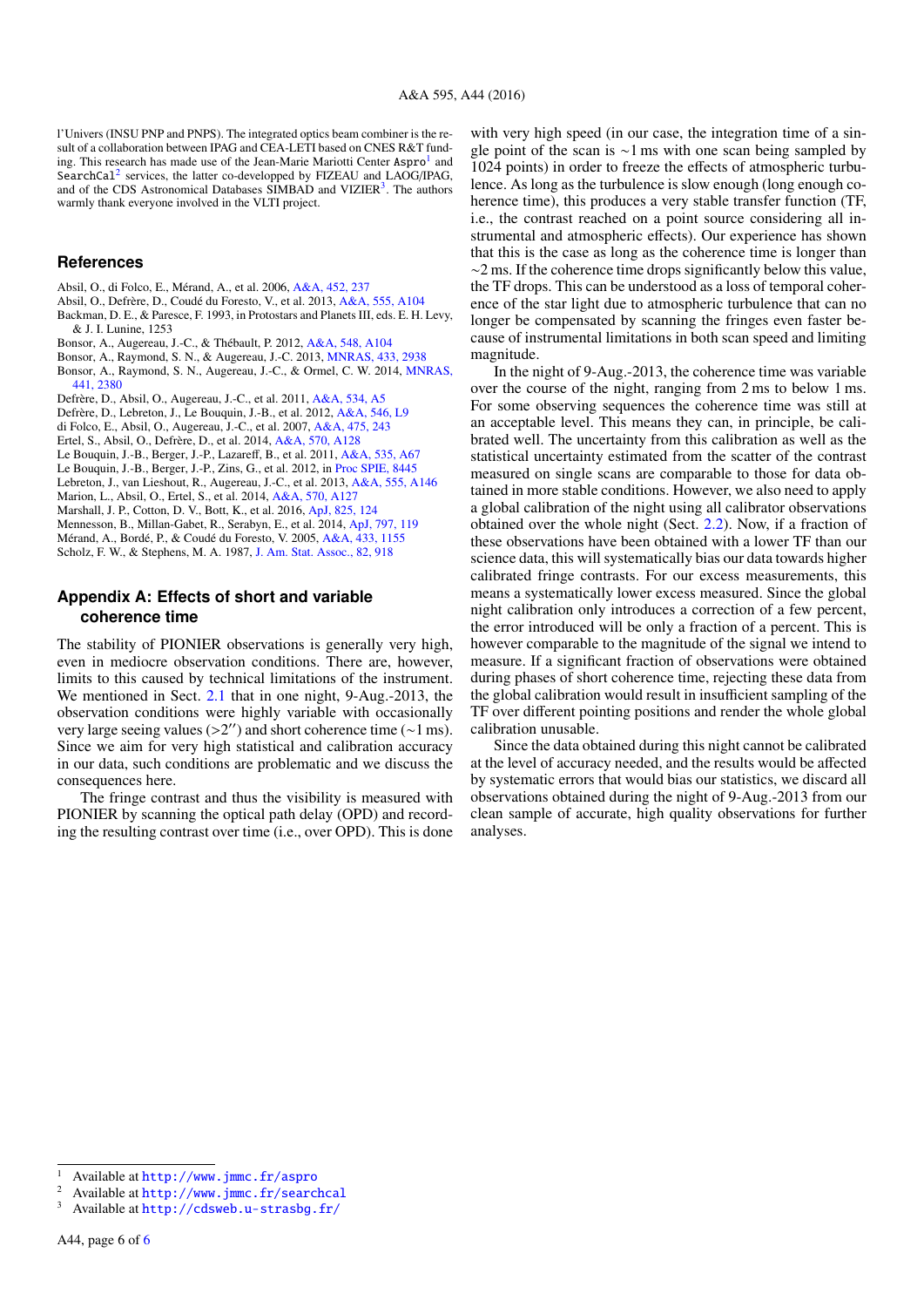l'Univers (INSU PNP and PNPS). The integrated optics beam combiner is the result of a collaboration between IPAG and CEA-LETI based on CNES R&T funding. This research has made use of the Jean-Marie Mariotti Center `Aspro`[1] and `SearchCal`[2] services, the latter co-developped by FIZEAU and LAOG/IPAG, and of the CDS Astronomical Databases SIMBAD and VIZIER[3]. The authors warmly thank everyone involved in the VLTI project.

## References

Absil, O., di Folco, E., Mérand, A., et al. 2006, A&A, 452, 237
Absil, O., Defrère, D., Coudé du Foresto, V., et al. 2013, A&A, 555, A104
Backman, D. E., & Paresce, F. 1993, in Protostars and Planets III, eds. E. H. Levy, & J. I. Lunine, 1253
Bonsor, A., Augereau, J.-C., & Thébault, P. 2012, A&A, 548, A104
Bonsor, A., Raymond, S. N., & Augereau, J.-C. 2013, MNRAS, 433, 2938
Bonsor, A., Raymond, S. N., Augereau, J.-C., & Ormel, C. W. 2014, MNRAS, 441, 2380
Defrère, D., Absil, O., Augereau, J.-C., et al. 2011, A&A, 534, A5
Defrère, D., Lebreton, J., Le Bouquin, J.-B., et al. 2012, A&A, 546, L9
di Folco, E., Absil, O., Augereau, J.-C., et al. 2007, A&A, 475, 243
Ertel, S., Absil, O., Defrère, D., et al. 2014, A&A, 570, A128
Le Bouquin, J.-B., Berger, J.-P., Lazareff, B., et al. 2011, A&A, 535, A67
Le Bouquin, J.-B., Berger, J.-P., Zins, G., et al. 2012, in Proc SPIE, 8445
Lebreton, J., van Lieshout, R., Augereau, J.-C., et al. 2013, A&A, 555, A146
Marion, L., Absil, O., Ertel, S., et al. 2014, A&A, 570, A127
Marshall, J. P., Cotton, D. V., Bott, K., et al. 2016, ApJ, 825, 124
Mennesson, B., Millan-Gabet, R., Serabyn, E., et al. 2014, ApJ, 797, 119
Mérand, A., Bordé, P., & Coudé du Foresto, V. 2005, A&A, 433, 1155
Scholz, F. W., & Stephens, M. A. 1987, J. Am. Stat. Assoc., 82, 918

## Appendix A: Effects of short and variable coherence time

The stability of PIONIER observations is generally very high, even in mediocre observation conditions. There are, however, limits to this caused by technical limitations of the instrument. We mentioned in Sect. 2.1 that in one night, 9-Aug.-2013, the observation conditions were highly variable with occasionally very large seeing values ($>2''$) and short coherence time ($\sim$1 ms). Since we aim for very high statistical and calibration accuracy in our data, such conditions are problematic and we discuss the consequences here.

The fringe contrast and thus the visibility is measured with PIONIER by scanning the optical path delay (OPD) and recording the resulting contrast over time (i.e., over OPD). This is done with very high speed (in our case, the integration time of a single point of the scan is $\sim$1 ms with one scan being sampled by 1024 points) in order to freeze the effects of atmospheric turbulence. As long as the turbulence is slow enough (long enough coherence time), this produces a very stable transfer function (TF, i.e., the contrast reached on a point source considering all instrumental and atmospheric effects). Our experience has shown that this is the case as long as the coherence time is longer than $\sim$2 ms. If the coherence time drops significantly below this value, the TF drops. This can be understood as a loss of temporal coherence of the star light due to atmospheric turbulence that can no longer be compensated by scanning the fringes even faster because of instrumental limitations in both scan speed and limiting magnitude.

In the night of 9-Aug.-2013, the coherence time was variable over the course of the night, ranging from 2 ms to below 1 ms. For some observing sequences the coherence time was still at an acceptable level. This means they can, in principle, be calibrated well. The uncertainty from this calibration as well as the statistical uncertainty estimated from the scatter of the contrast measured on single scans are comparable to those for data obtained in more stable conditions. However, we also need to apply a global calibration of the night using all calibrator observations obtained over the whole night (Sect. 2.2). Now, if a fraction of these observations have been obtained with a lower TF than our science data, this will systematically bias our data towards higher calibrated fringe contrasts. For our excess measurements, this means a systematically lower excess measured. Since the global night calibration only introduces a correction of a few percent, the error introduced will be only a fraction of a percent. This is however comparable to the magnitude of the signal we intend to measure. If a significant fraction of observations were obtained during phases of short coherence time, rejecting these data from the global calibration would result in insufficient sampling of the TF over different pointing positions and render the whole global calibration unusable.

Since the data obtained during this night cannot be calibrated at the level of accuracy needed, and the results would be affected by systematic errors that would bias our statistics, we discard all observations obtained during the night of 9-Aug.-2013 from our clean sample of accurate, high quality observations for further analyses.

[1] Available at http://www.jmmc.fr/aspro
[2] Available at http://www.jmmc.fr/searchcal
[3] Available at http://cdsweb.u-strasbg.fr/